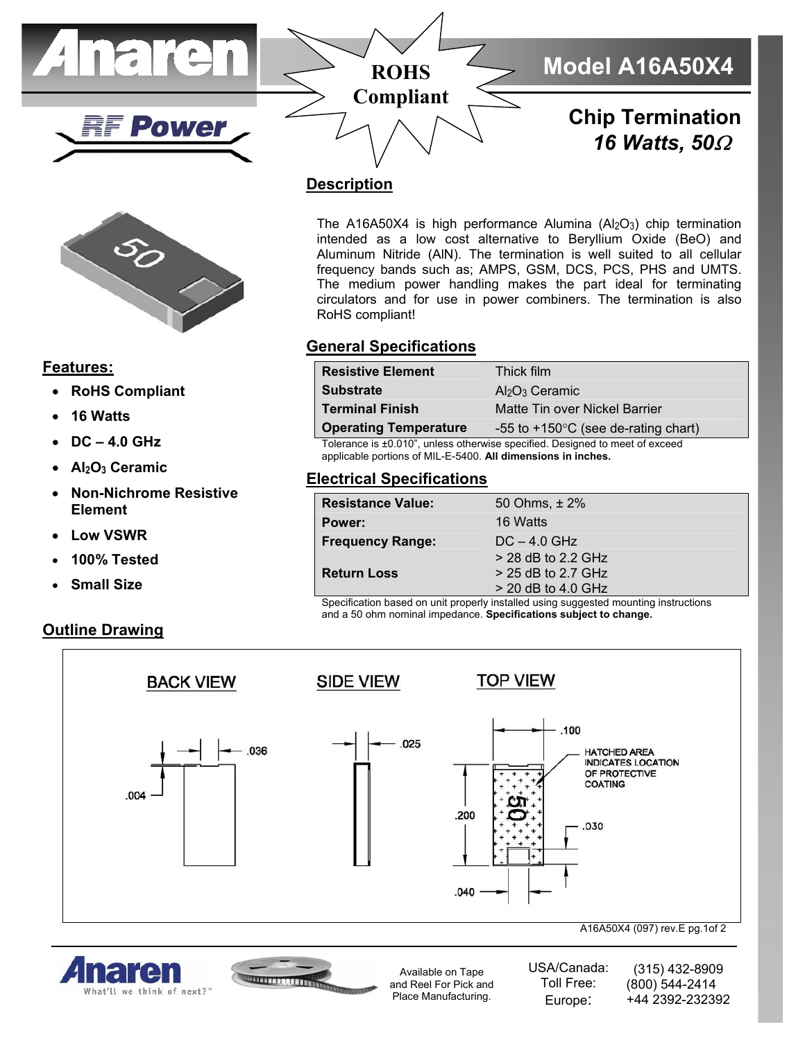# Anaren

**RF Power**

**ROHS Compliant**

# Model A16A50X4

## Chip Termination

***16 Watts, 50Ω***

## Description

The A16A50X4 is high performance Alumina ($Al_2O_3$) chip termination intended as a low cost alternative to Beryllium Oxide (BeO) and Aluminum Nitride (AlN). The termination is well suited to all cellular frequency bands such as; AMPS, GSM, DCS, PCS, PHS and UMTS. The medium power handling makes the part ideal for terminating circulators and for use in power combiners. The termination is also RoHS compliant!

## Features:

- **RoHS Compliant**
- **16 Watts**
- **DC – 4.0 GHz**
- **$Al_2O_3$ Ceramic**
- **Non-Nichrome Resistive Element**
- **Low VSWR**
- **100% Tested**
- **Small Size**

## General Specifications

| | |
|---|---|
| **Resistive Element** | Thick film |
| **Substrate** | $Al_2O_3$ Ceramic |
| **Terminal Finish** | Matte Tin over Nickel Barrier |
| **Operating Temperature** | -55 to +150°C (see de-rating chart) |

Tolerance is ±0.010", unless otherwise specified. Designed to meet of exceed applicable portions of MIL-E-5400. **All dimensions in inches.**

## Electrical Specifications

| | |
|---|---|
| **Resistance Value:** | 50 Ohms, ± 2% |
| **Power:** | 16 Watts |
| **Frequency Range:** | DC – 4.0 GHz |
| **Return Loss** | > 28 dB to 2.2 GHz<br>> 25 dB to 2.7 GHz<br>> 20 dB to 4.0 GHz |

Specification based on unit properly installed using suggested mounting instructions and a 50 ohm nominal impedance. **Specifications subject to change.**

## Outline Drawing

BACK VIEW

.036

.004

SIDE VIEW

.025

TOP VIEW

.100

HATCHED AREA INDICATES LOCATION OF PROTECTIVE COATING

.200

.030

.040

50

A16A50X4 (097) rev.E

Available on Tape and Reel For Pick and Place Manufacturing.

| | |
|---|---|
| USA/Canada: | (315) 432-8909 |
| Toll Free: | (800) 544-2414 |
| Europe: | +44 2392-232392 |

Anaren — What'll we think of next?™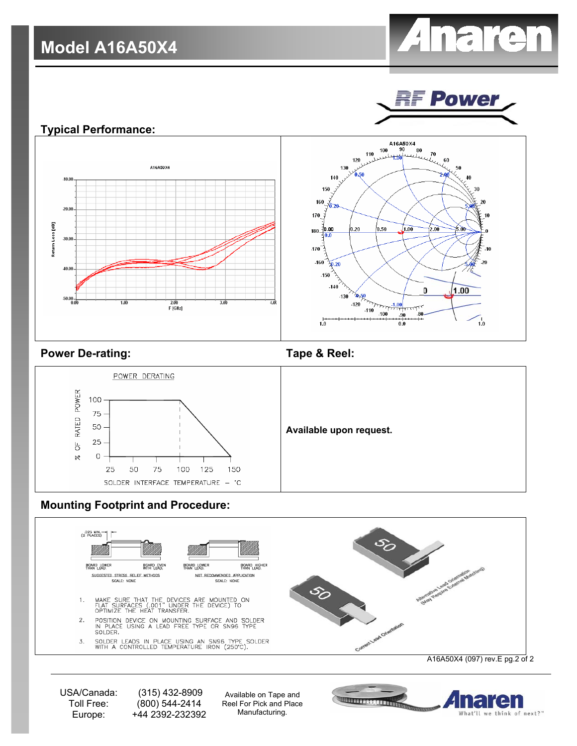# Model A16A50X4

RF Power

## Typical Performance:

A16A50X4

-10.00

-20.00

-30.00

-40.00

-50.00

Return Loss [dB]

0.00 1.00 2.00 3.00 4.00

F [GHz]

A16A50X4

## Power De-rating:

POWER DERATING

100

75

50

25

0

% OF RATED POWER

25 50 75 100 125 150

SOLDER INTERFACE TEMPERATURE – °C

## Tape & Reel:

**Available upon request.**

## Mounting Footprint and Procedure:

.025 MIN. (2 PLACES)

BOARD LOWER THAN LEAD. BOARD EVEN WITH LEAD.

SUGGESTED STRESS RELIEF METHODS

SCALE: NONE

BOARD LOWER THAN LEAD. BOARD HIGHER THAN LEAD.

NOT RECOMMENDED APPLICATION

SCALE: NONE

1. MAKE SURE THAT THE DEVICES ARE MOUNTED ON FLAT SURFACES (.001" UNDER THE DEVICE) TO OPTIMIZE THE HEAT TRANSFER.
2. POSITION DEVICE ON MOUNTING SURFACE AND SOLDER IN PLACE USING A LEAD FREE TYPE OR SN96 TYPE SOLDER.
3. SOLDER LEADS IN PLACE USING AN SN96 TYPE SOLDER WITH A CONTROLLED TEMPERATURE IRON (250°C).

Alternative Lead Orientation (May Require External Matching)

Correct Lead Orientation

A16A50X4 (097) rev.E

USA/Canada: (315) 432-8909
Toll Free: (800) 544-2414
Europe: +44 2392-232392

Available on Tape and Reel For Pick and Place Manufacturing.

Anaren
What'll we think of next?™